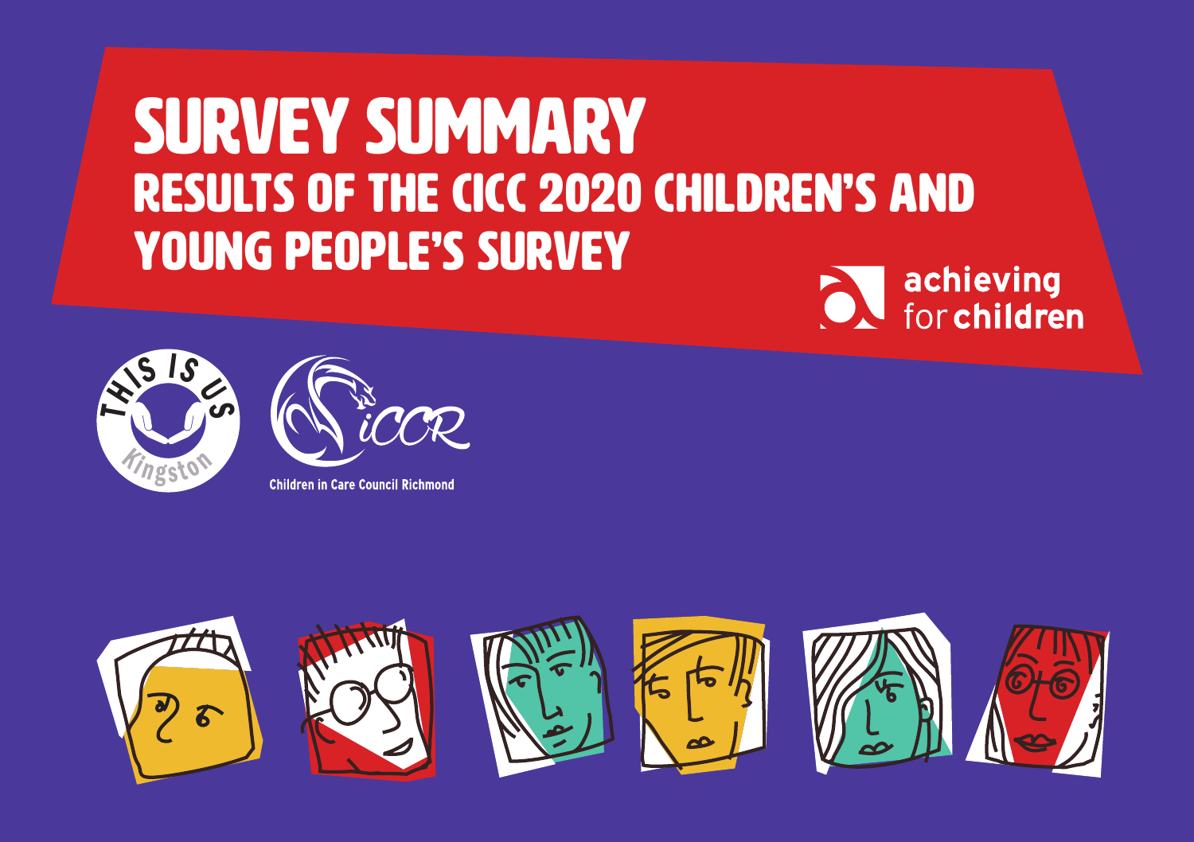# SURVEY SUMMARY

## RESULTS OF THE CICC 2020 CHILDREN'S AND YOUNG PEOPLE'S SURVEY

achieving for children

THIS IS US Kingston

iCCR

Children in Care Council Richmond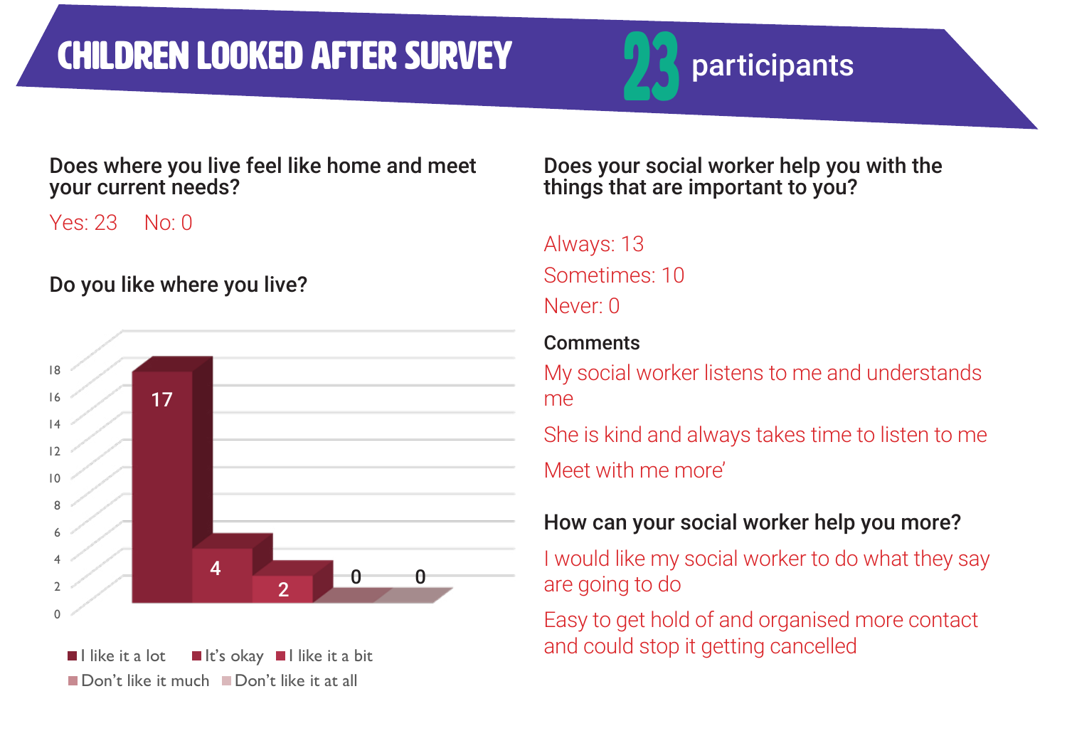# CHILDREN LOOKED AFTER SURVEY

**23** participants

### Does where you live feel like home and meet your current needs?

Yes: 23 No: 0

### Do you like where you live?

| Response | Count |
|---|---|
| I like it a lot | 17 |
| It's okay | 4 |
| I like it a bit | 2 |
| Don't like it much | 0 |
| Don't like it at all | 0 |

### Does your social worker help you with the things that are important to you?

Always: 13

Sometimes: 10

Never: 0

**Comments**

My social worker listens to me and understands me

She is kind and always takes time to listen to me

Meet with me more'

### How can your social worker help you more?

I would like my social worker to do what they say are going to do

Easy to get hold of and organised more contact and could stop it getting cancelled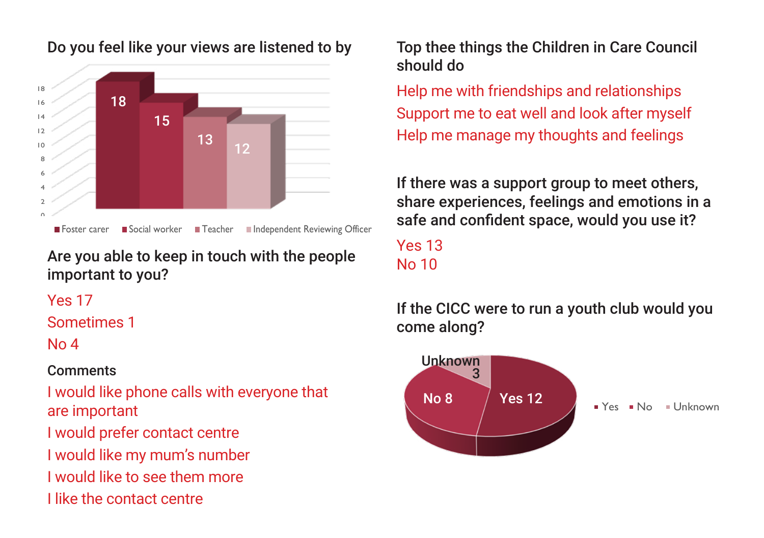## Do you feel like your views are listened to by

| | Value |
|---|---|
| Foster carer | 18 |
| Social worker | 15 |
| Teacher | 13 |
| Independent Reviewing Officer | 12 |

## Are you able to keep in touch with the people important to you?

Yes 17

Sometimes 1

No 4

### Comments

I would like phone calls with everyone that are important

I would prefer contact centre

I would like my mum's number

I would like to see them more

I like the contact centre

## Top thee things the Children in Care Council should do

Help me with friendships and relationships

Support me to eat well and look after myself

Help me manage my thoughts and feelings

## If there was a support group to meet others, share experiences, feelings and emotions in a safe and confident space, would you use it?

Yes 13

No 10

## If the CICC were to run a youth club would you come along?

| | Value |
|---|---|
| Yes | 12 |
| No | 8 |
| Unknown | 3 |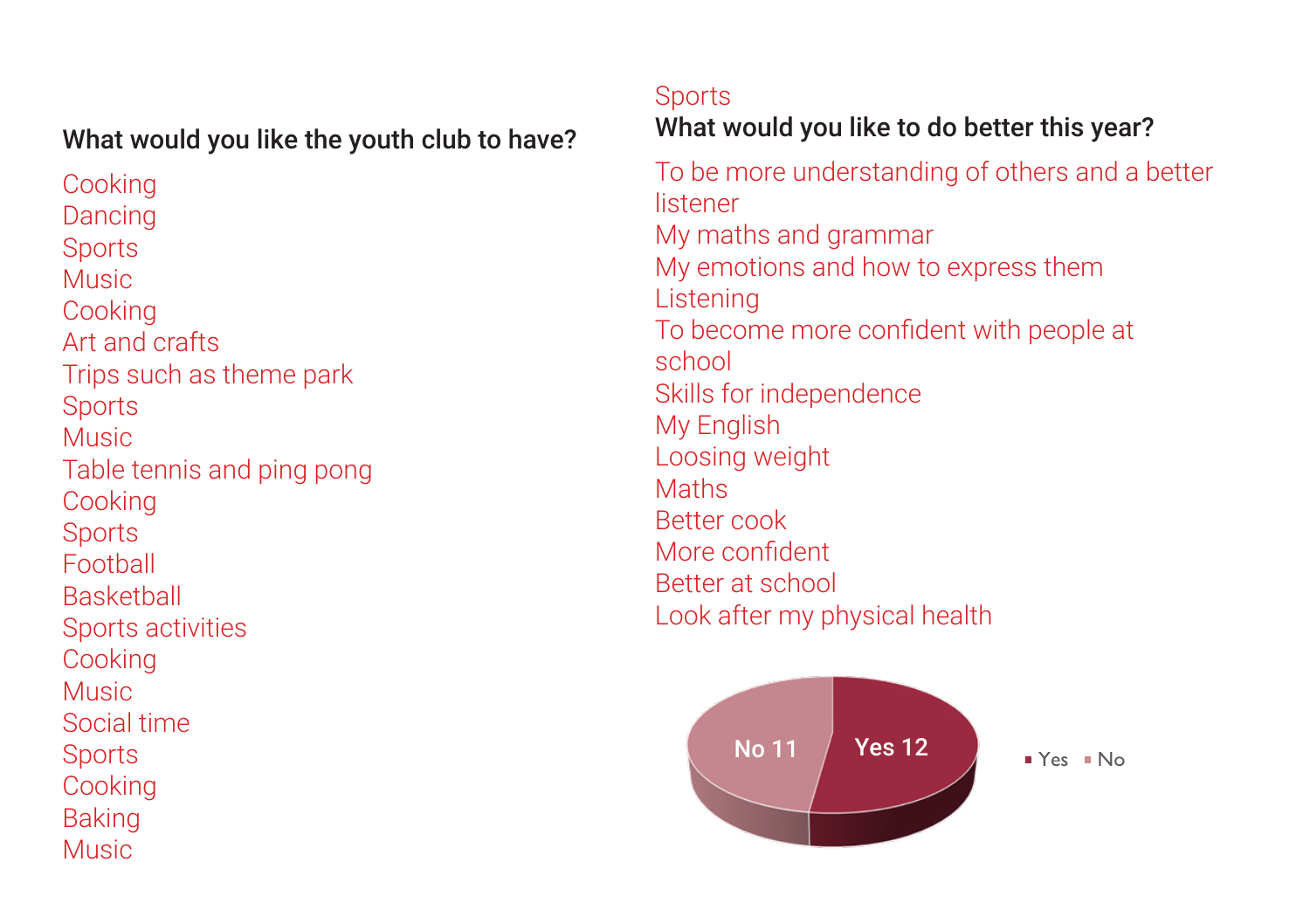### What would you like the youth club to have?

Cooking
Dancing
Sports
Music
Cooking
Art and crafts
Trips such as theme park
Sports
Music
Table tennis and ping pong
Cooking
Sports
Football
Basketball
Sports activities
Cooking
Music
Social time
Sports
Cooking
Baking
Music
Sports

### What would you like to do better this year?

To be more understanding of others and a better listener
My maths and grammar
My emotions and how to express them
Listening
To become more confident with people at school
Skills for independence
My English
Loosing weight
Maths
Better cook
More confident
Better at school
Look after my physical health

No 11
Yes 12

Yes No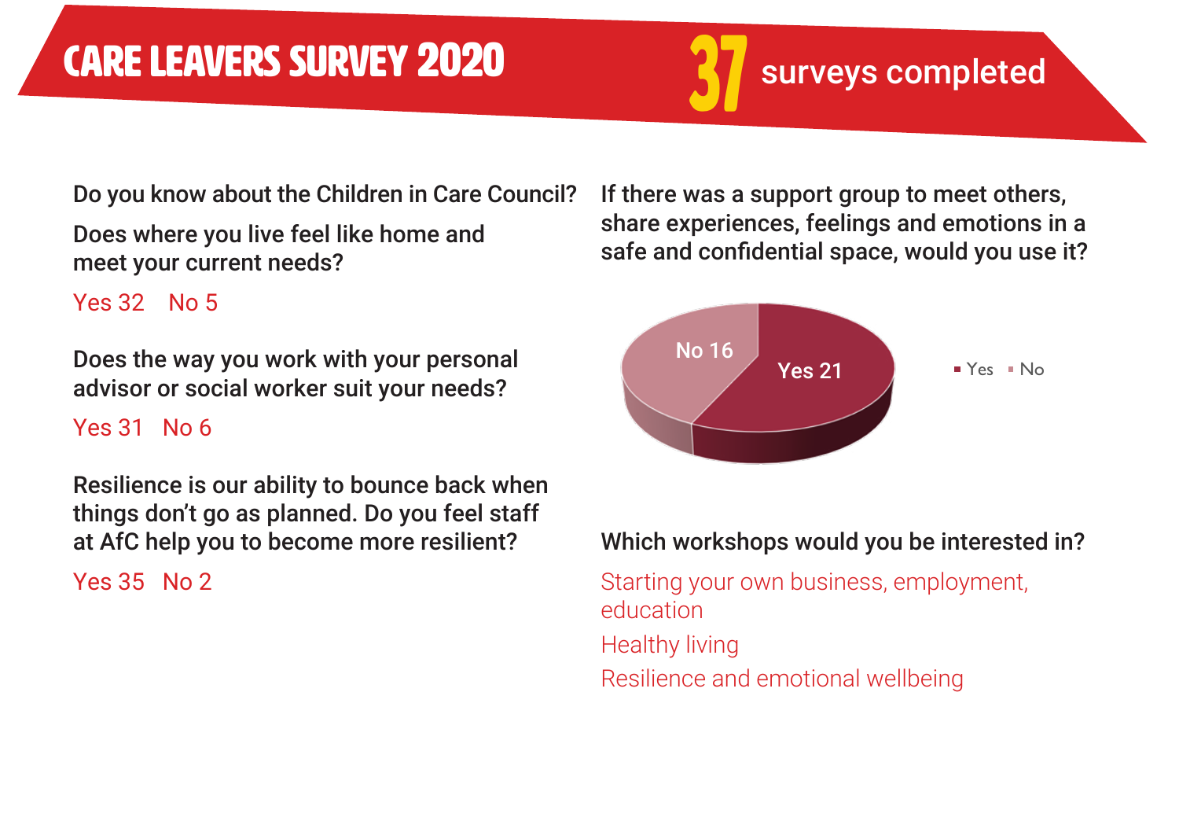# CARE LEAVERS SURVEY 2020

**37** surveys completed

Do you know about the Children in Care Council?

Does where you live feel like home and meet your current needs?

Yes 32 No 5

Does the way you work with your personal advisor or social worker suit your needs?

Yes 31 No 6

Resilience is our ability to bounce back when things don't go as planned. Do you feel staff at AfC help you to become more resilient?

Yes 35 No 2

If there was a support group to meet others, share experiences, feelings and emotions in a safe and confidential space, would you use it?

No 16

Yes 21

Yes No

Which workshops would you be interested in?

Starting your own business, employment, education

Healthy living

Resilience and emotional wellbeing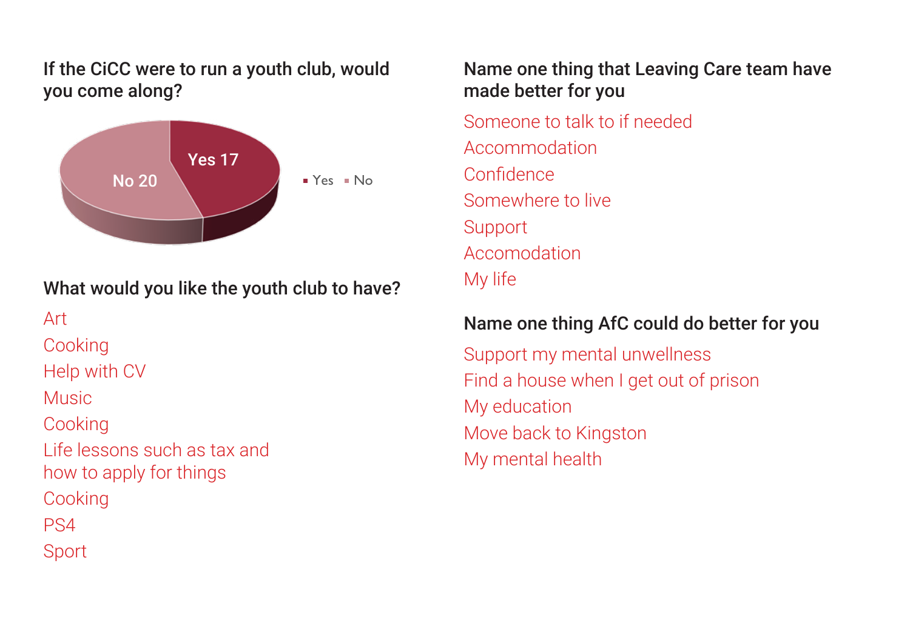### If the CiCC were to run a youth club, would you come along?

| Response | Count |
| --- | --- |
| Yes | 17 |
| No | 20 |

### What would you like the youth club to have?

- Art
- Cooking
- Help with CV
- Music
- Cooking
- Life lessons such as tax and how to apply for things
- Cooking
- PS4
- Sport

### Name one thing that Leaving Care team have made better for you

- Someone to talk to if needed
- Accommodation
- Confidence
- Somewhere to live
- Support
- Accomodation
- My life

### Name one thing AfC could do better for you

- Support my mental unwellness
- Find a house when I get out of prison
- My education
- Move back to Kingston
- My mental health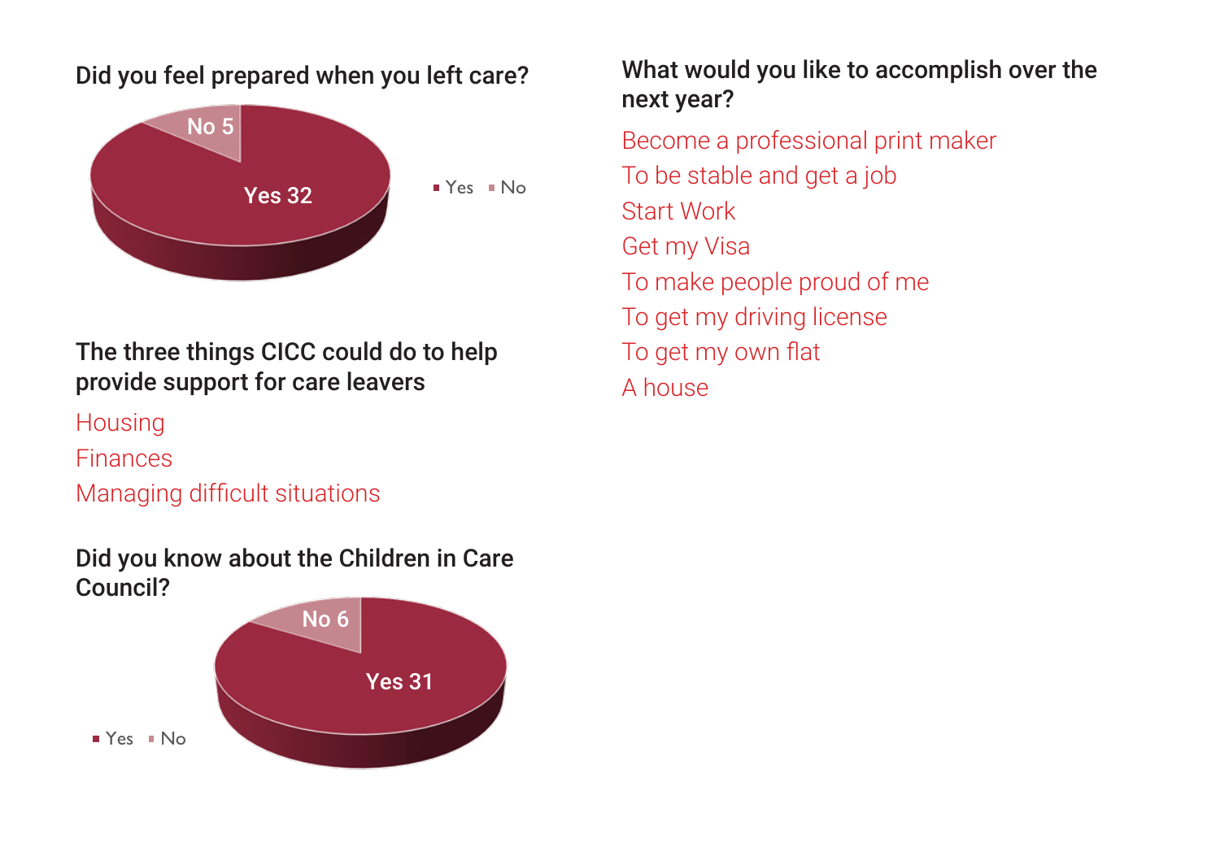## Did you feel prepared when you left care?

No 5

Yes 32

Yes No

## The three things CICC could do to help provide support for care leavers

Housing

Finances

Managing difficult situations

## Did you know about the Children in Care Council?

No 6

Yes 31

Yes No

## What would you like to accomplish over the next year?

Become a professional print maker

To be stable and get a job

Start Work

Get my Visa

To make people proud of me

To get my driving license

To get my own flat

A house